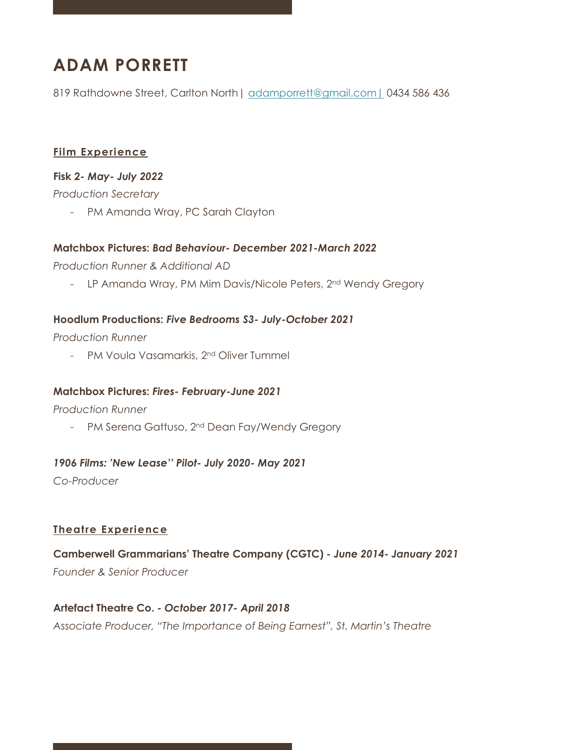# ADAM PORRETT

819 Rathdowne Street, Carlton North | adamporrett@gmail.com | 0434 586 436

## Film Experience

**Fisk 2-** ***May- July 2022***

*Production Secretary*

- PM Amanda Wray, PC Sarah Clayton

**Matchbox Pictures:** ***Bad Behaviour- December 2021-March 2022***

*Production Runner & Additional AD*

- LP Amanda Wray, PM Mim Davis/Nicole Peters, 2nd Wendy Gregory

**Hoodlum Productions:** ***Five Bedrooms S3- July-October 2021***

*Production Runner*

- PM Voula Vasamarkis, 2nd Oliver Tummel

**Matchbox Pictures:** ***Fires- February-June 2021***

*Production Runner*

- PM Serena Gattuso, 2nd Dean Fay/Wendy Gregory

***1906 Films: 'New Lease'' Pilot- July 2020- May 2021***

*Co-Producer*

## Theatre Experience

**Camberwell Grammarians' Theatre Company (CGTC) -** ***June 2014- January 2021***

*Founder & Senior Producer*

**Artefact Theatre Co. -** ***October 2017- April 2018***

*Associate Producer, "The Importance of Being Earnest", St. Martin's Theatre*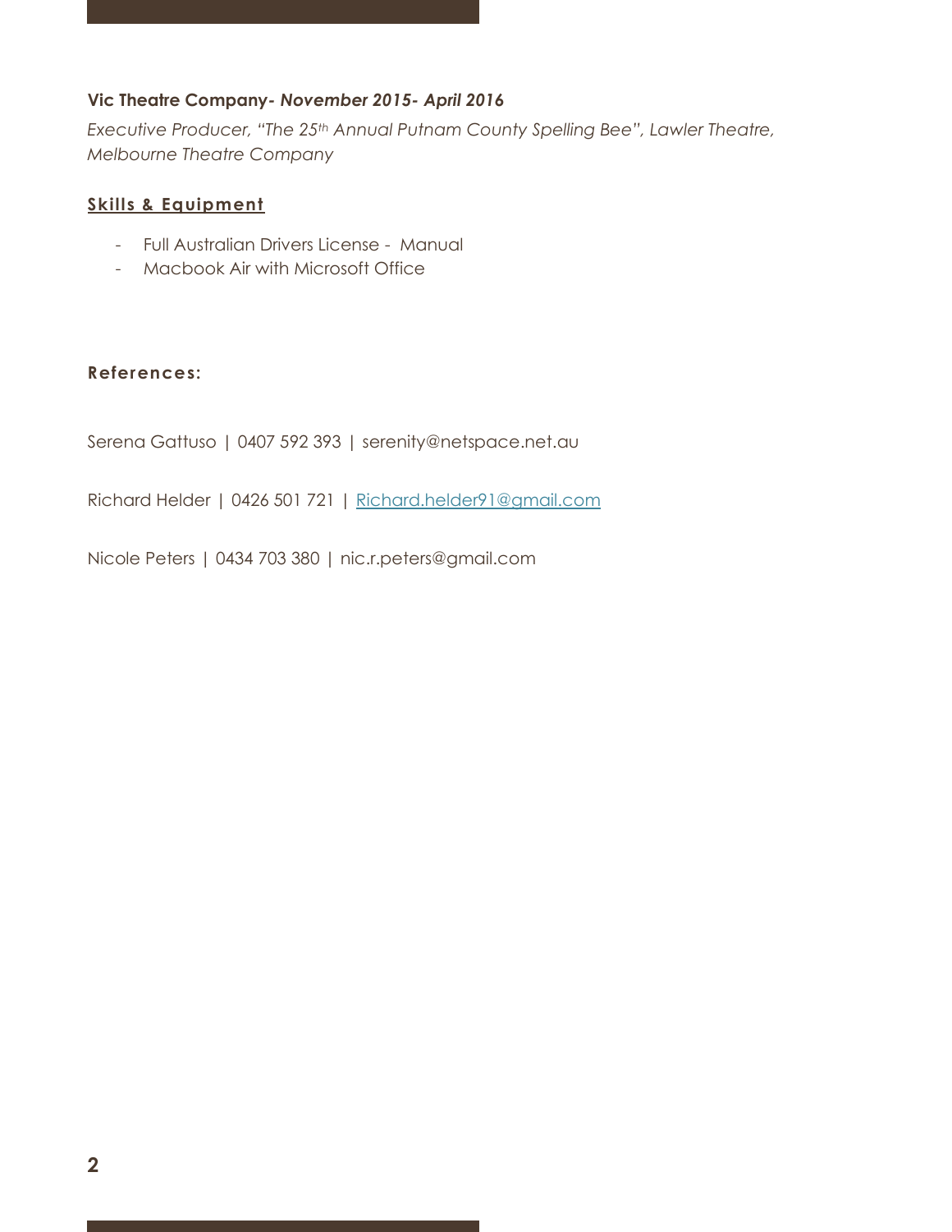**Vic Theatre Company-** ***November 2015- April 2016***

*Executive Producer, "The 25th Annual Putnam County Spelling Bee", Lawler Theatre, Melbourne Theatre Company*

## Skills & Equipment

- Full Australian Drivers License - Manual
- Macbook Air with Microsoft Office

## References:

Serena Gattuso | 0407 592 393 | serenity@netspace.net.au

Richard Helder | 0426 501 721 | Richard.helder91@gmail.com

Nicole Peters | 0434 703 380 | nic.r.peters@gmail.com